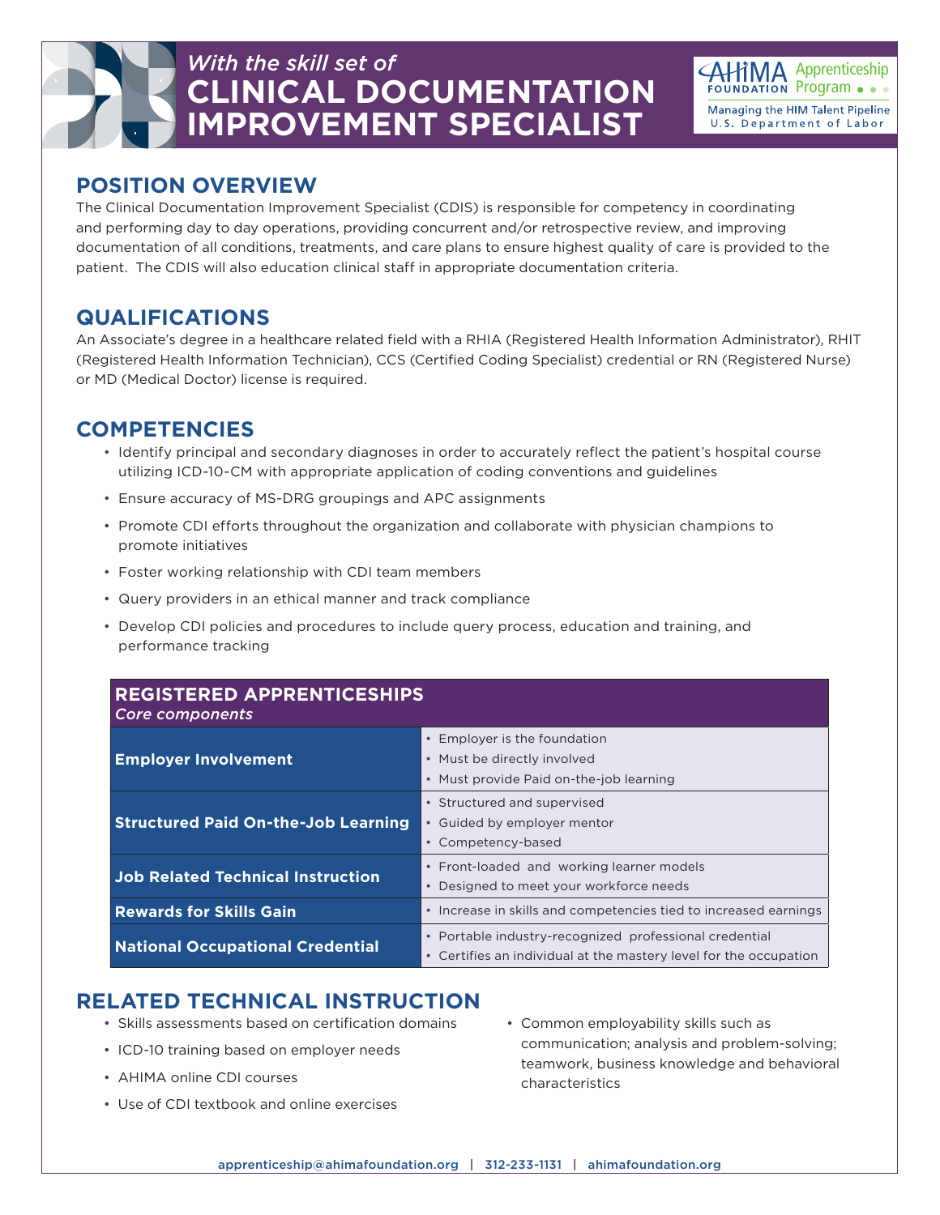*With the skill set of*

# CLINICAL DOCUMENTATION IMPROVEMENT SPECIALIST

AHIMA FOUNDATION Apprenticeship Program
Managing the HIM Talent Pipeline
U.S. Department of Labor

## POSITION OVERVIEW

The Clinical Documentation Improvement Specialist (CDIS) is responsible for competency in coordinating and performing day to day operations, providing concurrent and/or retrospective review, and improving documentation of all conditions, treatments, and care plans to ensure highest quality of care is provided to the patient. The CDIS will also education clinical staff in appropriate documentation criteria.

## QUALIFICATIONS

An Associate's degree in a healthcare related field with a RHIA (Registered Health Information Administrator), RHIT (Registered Health Information Technician), CCS (Certified Coding Specialist) credential or RN (Registered Nurse) or MD (Medical Doctor) license is required.

## COMPETENCIES

- Identify principal and secondary diagnoses in order to accurately reflect the patient's hospital course utilizing ICD-10-CM with appropriate application of coding conventions and guidelines
- Ensure accuracy of MS-DRG groupings and APC assignments
- Promote CDI efforts throughout the organization and collaborate with physician champions to promote initiatives
- Foster working relationship with CDI team members
- Query providers in an ethical manner and track compliance
- Develop CDI policies and procedures to include query process, education and training, and performance tracking

| REGISTERED APPRENTICESHIPS *Core components* | |
|---|---|
| **Employer Involvement** | • Employer is the foundation<br>• Must be directly involved<br>• Must provide Paid on-the-job learning |
| **Structured Paid On-the-Job Learning** | • Structured and supervised<br>• Guided by employer mentor<br>• Competency-based |
| **Job Related Technical Instruction** | • Front-loaded and working learner models<br>• Designed to meet your workforce needs |
| **Rewards for Skills Gain** | • Increase in skills and competencies tied to increased earnings |
| **National Occupational Credential** | • Portable industry-recognized professional credential<br>• Certifies an individual at the mastery level for the occupation |

## RELATED TECHNICAL INSTRUCTION

- Skills assessments based on certification domains
- ICD-10 training based on employer needs
- AHIMA online CDI courses
- Use of CDI textbook and online exercises
- Common employability skills such as communication; analysis and problem-solving; teamwork, business knowledge and behavioral characteristics

apprenticeship@ahimafoundation.org | 312-233-1131 | ahimafoundation.org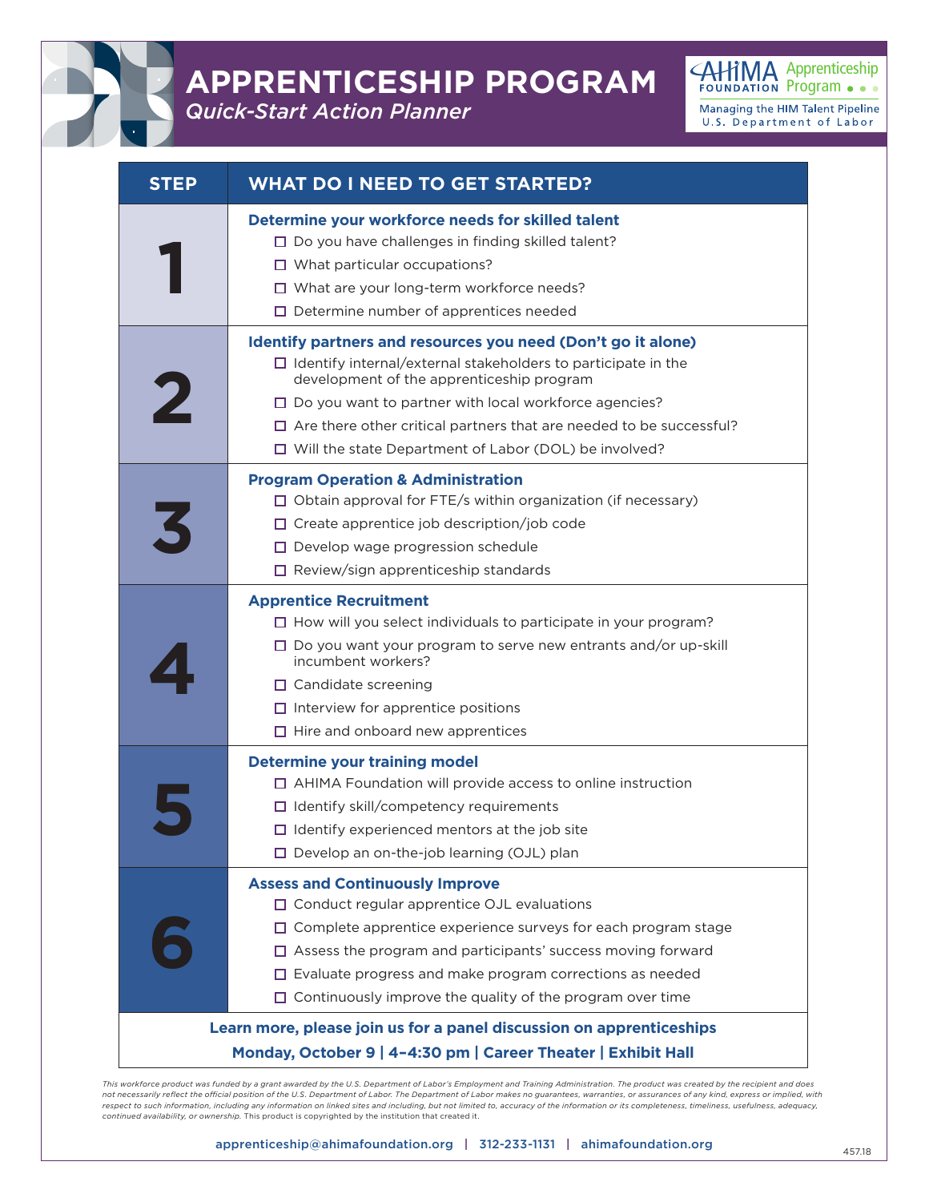# APPRENTICESHIP PROGRAM

*Quick-Start Action Planner*

AHIMA FOUNDATION Apprenticeship Program
Managing the HIM Talent Pipeline
U.S. Department of Labor

| STEP | WHAT DO I NEED TO GET STARTED? |
|---|---|
| 1 | **Determine your workforce needs for skilled talent**<br>☐ Do you have challenges in finding skilled talent?<br>☐ What particular occupations?<br>☐ What are your long-term workforce needs?<br>☐ Determine number of apprentices needed |
| 2 | **Identify partners and resources you need (Don't go it alone)**<br>☐ Identify internal/external stakeholders to participate in the development of the apprenticeship program<br>☐ Do you want to partner with local workforce agencies?<br>☐ Are there other critical partners that are needed to be successful?<br>☐ Will the state Department of Labor (DOL) be involved? |
| 3 | **Program Operation & Administration**<br>☐ Obtain approval for FTE/s within organization (if necessary)<br>☐ Create apprentice job description/job code<br>☐ Develop wage progression schedule<br>☐ Review/sign apprenticeship standards |
| 4 | **Apprentice Recruitment**<br>☐ How will you select individuals to participate in your program?<br>☐ Do you want your program to serve new entrants and/or up-skill incumbent workers?<br>☐ Candidate screening<br>☐ Interview for apprentice positions<br>☐ Hire and onboard new apprentices |
| 5 | **Determine your training model**<br>☐ AHIMA Foundation will provide access to online instruction<br>☐ Identify skill/competency requirements<br>☐ Identify experienced mentors at the job site<br>☐ Develop an on-the-job learning (OJL) plan |
| 6 | **Assess and Continuously Improve**<br>☐ Conduct regular apprentice OJL evaluations<br>☐ Complete apprentice experience surveys for each program stage<br>☐ Assess the program and participants' success moving forward<br>☐ Evaluate progress and make program corrections as needed<br>☐ Continuously improve the quality of the program over time |

**Learn more, please join us for a panel discussion on apprenticeships**
**Monday, October 9 | 4–4:30 pm | Career Theater | Exhibit Hall**

*This workforce product was funded by a grant awarded by the U.S. Department of Labor's Employment and Training Administration. The product was created by the recipient and does not necessarily reflect the official position of the U.S. Department of Labor. The Department of Labor makes no guarantees, warranties, or assurances of any kind, express or implied, with respect to such information, including any information on linked sites and including, but not limited to, accuracy of the information or its completeness, timeliness, usefulness, adequacy, continued availability, or ownership.* This product is copyrighted by the institution that created it.

apprenticeship@ahimafoundation.org | 312-233-1131 | ahimafoundation.org

457.18